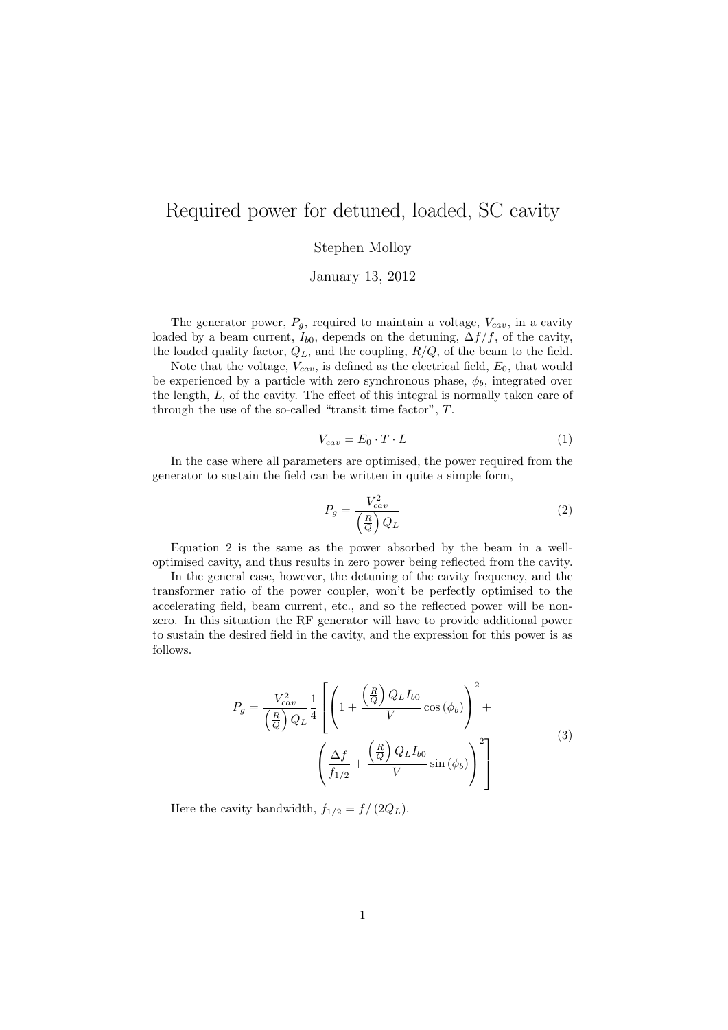# Required power for detuned, loaded, SC cavity

Stephen Molloy

January 13, 2012

The generator power, $P_g$, required to maintain a voltage, $V_{cav}$, in a cavity loaded by a beam current, $I_{b0}$, depends on the detuning, $\Delta f/f$, of the cavity, the loaded quality factor, $Q_L$, and the coupling, $R/Q$, of the beam to the field.

Note that the voltage, $V_{cav}$, is defined as the electrical field, $E_0$, that would be experienced by a particle with zero synchronous phase, $\phi_b$, integrated over the length, $L$, of the cavity. The effect of this integral is normally taken care of through the use of the so-called "transit time factor", $T$.

$$V_{cav} = E_0 \cdot T \cdot L \tag{1}$$

In the case where all parameters are optimised, the power required from the generator to sustain the field can be written in quite a simple form,

$$P_g = \frac{V_{cav}^2}{\left(\frac{R}{Q}\right) Q_L} \tag{2}$$

Equation 2 is the same as the power absorbed by the beam in a well-optimised cavity, and thus results in zero power being reflected from the cavity.

In the general case, however, the detuning of the cavity frequency, and the transformer ratio of the power coupler, won't be perfectly optimised to the accelerating field, beam current, etc., and so the reflected power will be non-zero. In this situation the RF generator will have to provide additional power to sustain the desired field in the cavity, and the expression for this power is as follows.

$$P_g = \frac{V_{cav}^2}{\left(\frac{R}{Q}\right) Q_L} \frac{1}{4} \left[ \left( 1 + \frac{\left(\frac{R}{Q}\right) Q_L I_{b0}}{V} \cos\left(\phi_b\right) \right)^2 + \left( \frac{\Delta f}{f_{1/2}} + \frac{\left(\frac{R}{Q}\right) Q_L I_{b0}}{V} \sin\left(\phi_b\right) \right)^2 \right] \tag{3}$$

Here the cavity bandwidth, $f_{1/2} = f/\left(2Q_L\right)$.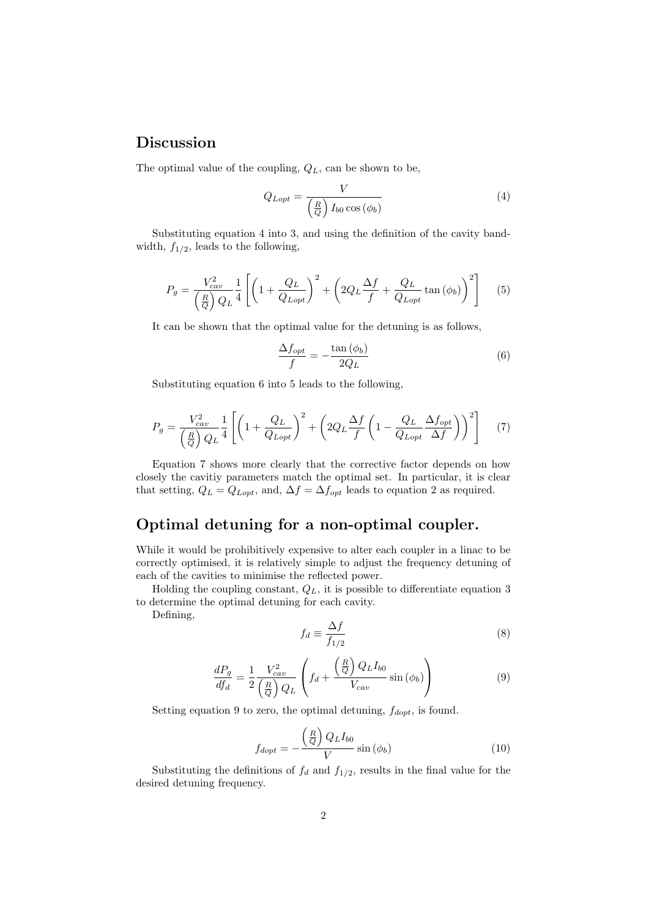## Discussion

The optimal value of the coupling, $Q_L$, can be shown to be,

$$Q_{Lopt} = \frac{V}{\left(\frac{R}{Q}\right) I_{b0} \cos\left(\phi_b\right)} \tag{4}$$

Substituting equation 4 into 3, and using the definition of the cavity bandwidth, $f_{1/2}$, leads to the following,

$$P_g = \frac{V_{cav}^2}{\left(\frac{R}{Q}\right) Q_L} \frac{1}{4} \left[ \left(1 + \frac{Q_L}{Q_{Lopt}}\right)^2 + \left(2 Q_L \frac{\Delta f}{f} + \frac{Q_L}{Q_{Lopt}} \tan\left(\phi_b\right)\right)^2 \right] \tag{5}$$

It can be shown that the optimal value for the detuning is as follows,

$$\frac{\Delta f_{opt}}{f} = -\frac{\tan\left(\phi_b\right)}{2 Q_L} \tag{6}$$

Substituting equation 6 into 5 leads to the following,

$$P_g = \frac{V_{cav}^2}{\left(\frac{R}{Q}\right) Q_L} \frac{1}{4} \left[ \left(1 + \frac{Q_L}{Q_{Lopt}}\right)^2 + \left(2 Q_L \frac{\Delta f}{f} \left(1 - \frac{Q_L}{Q_{Lopt}} \frac{\Delta f_{opt}}{\Delta f}\right)\right)^2 \right] \tag{7}$$

Equation 7 shows more clearly that the corrective factor depends on how closely the cavitiy parameters match the optimal set. In particular, it is clear that setting, $Q_L = Q_{Lopt}$, and, $\Delta f = \Delta f_{opt}$ leads to equation 2 as required.

## Optimal detuning for a non-optimal coupler.

While it would be prohibitively expensive to alter each coupler in a linac to be correctly optimised, it is relatively simple to adjust the frequency detuning of each of the cavities to minimise the reflected power.

Holding the coupling constant, $Q_L$, it is possible to differentiate equation 3 to determine the optimal detuning for each cavity.

Defining,

$$f_d \equiv \frac{\Delta f}{f_{1/2}} \tag{8}$$

$$\frac{dP_g}{df_d} = \frac{1}{2} \frac{V_{cav}^2}{\left(\frac{R}{Q}\right) Q_L} \left( f_d + \frac{\left(\frac{R}{Q}\right) Q_L I_{b0}}{V_{cav}} \sin\left(\phi_b\right) \right) \tag{9}$$

Setting equation 9 to zero, the optimal detuning, $f_{dopt}$, is found.

$$f_{dopt} = -\frac{\left(\frac{R}{Q}\right) Q_L I_{b0}}{V} \sin\left(\phi_b\right) \tag{10}$$

Substituting the definitions of $f_d$ and $f_{1/2}$, results in the final value for the desired detuning frequency.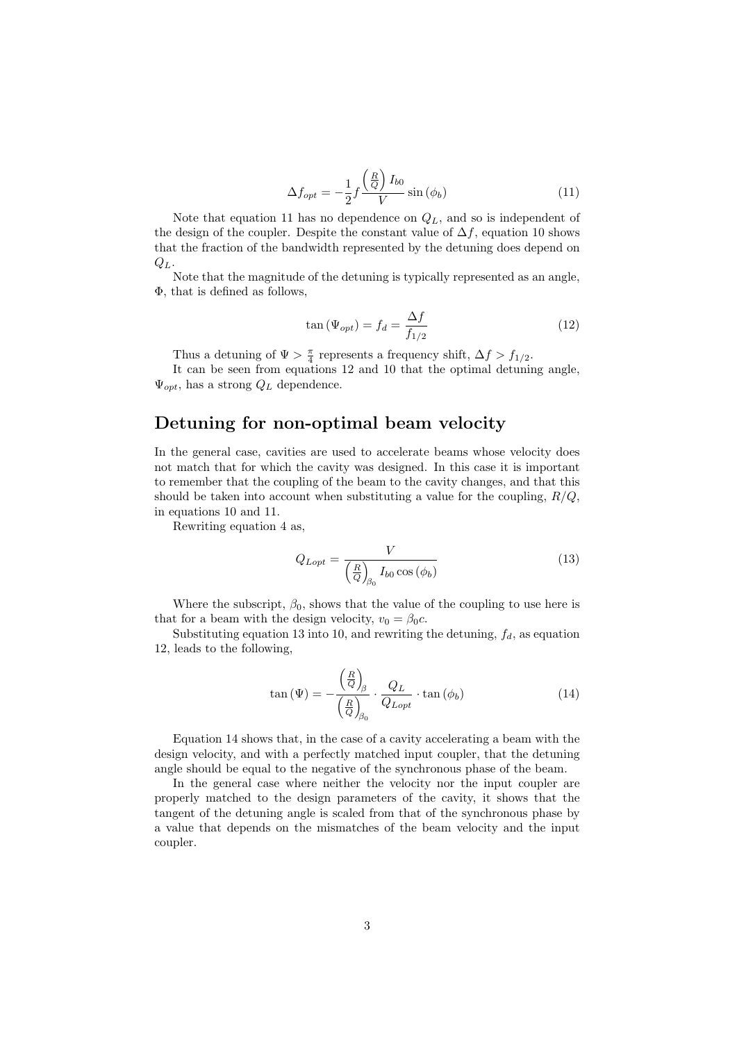$$\Delta f_{opt} = -\frac{1}{2} f \frac{\left(\frac{R}{Q}\right) I_{b0}}{V} \sin\left(\phi_b\right) \tag{11}$$

Note that equation 11 has no dependence on $Q_L$, and so is independent of the design of the coupler. Despite the constant value of $\Delta f$, equation 10 shows that the fraction of the bandwidth represented by the detuning does depend on $Q_L$.

Note that the magnitude of the detuning is typically represented as an angle, $\Phi$, that is defined as follows,

$$\tan\left(\Psi_{opt}\right) = f_d = \frac{\Delta f}{f_{1/2}} \tag{12}$$

Thus a detuning of $\Psi > \frac{\pi}{4}$ represents a frequency shift, $\Delta f > f_{1/2}$.

It can be seen from equations 12 and 10 that the optimal detuning angle, $\Psi_{opt}$, has a strong $Q_L$ dependence.

## Detuning for non-optimal beam velocity

In the general case, cavities are used to accelerate beams whose velocity does not match that for which the cavity was designed. In this case it is important to remember that the coupling of the beam to the cavity changes, and that this should be taken into account when substituting a value for the coupling, $R/Q$, in equations 10 and 11.

Rewriting equation 4 as,

$$Q_{Lopt} = \frac{V}{\left(\frac{R}{Q}\right)_{\beta_0} I_{b0} \cos\left(\phi_b\right)} \tag{13}$$

Where the subscript, $\beta_0$, shows that the value of the coupling to use here is that for a beam with the design velocity, $v_0 = \beta_0 c$.

Substituting equation 13 into 10, and rewriting the detuning, $f_d$, as equation 12, leads to the following,

$$\tan\left(\Psi\right) = -\frac{\left(\frac{R}{Q}\right)_{\beta}}{\left(\frac{R}{Q}\right)_{\beta_0}} \cdot \frac{Q_L}{Q_{Lopt}} \cdot \tan\left(\phi_b\right) \tag{14}$$

Equation 14 shows that, in the case of a cavity accelerating a beam with the design velocity, and with a perfectly matched input coupler, that the detuning angle should be equal to the negative of the synchronous phase of the beam.

In the general case where neither the velocity nor the input coupler are properly matched to the design parameters of the cavity, it shows that the tangent of the detuning angle is scaled from that of the synchronous phase by a value that depends on the mismatches of the beam velocity and the input coupler.